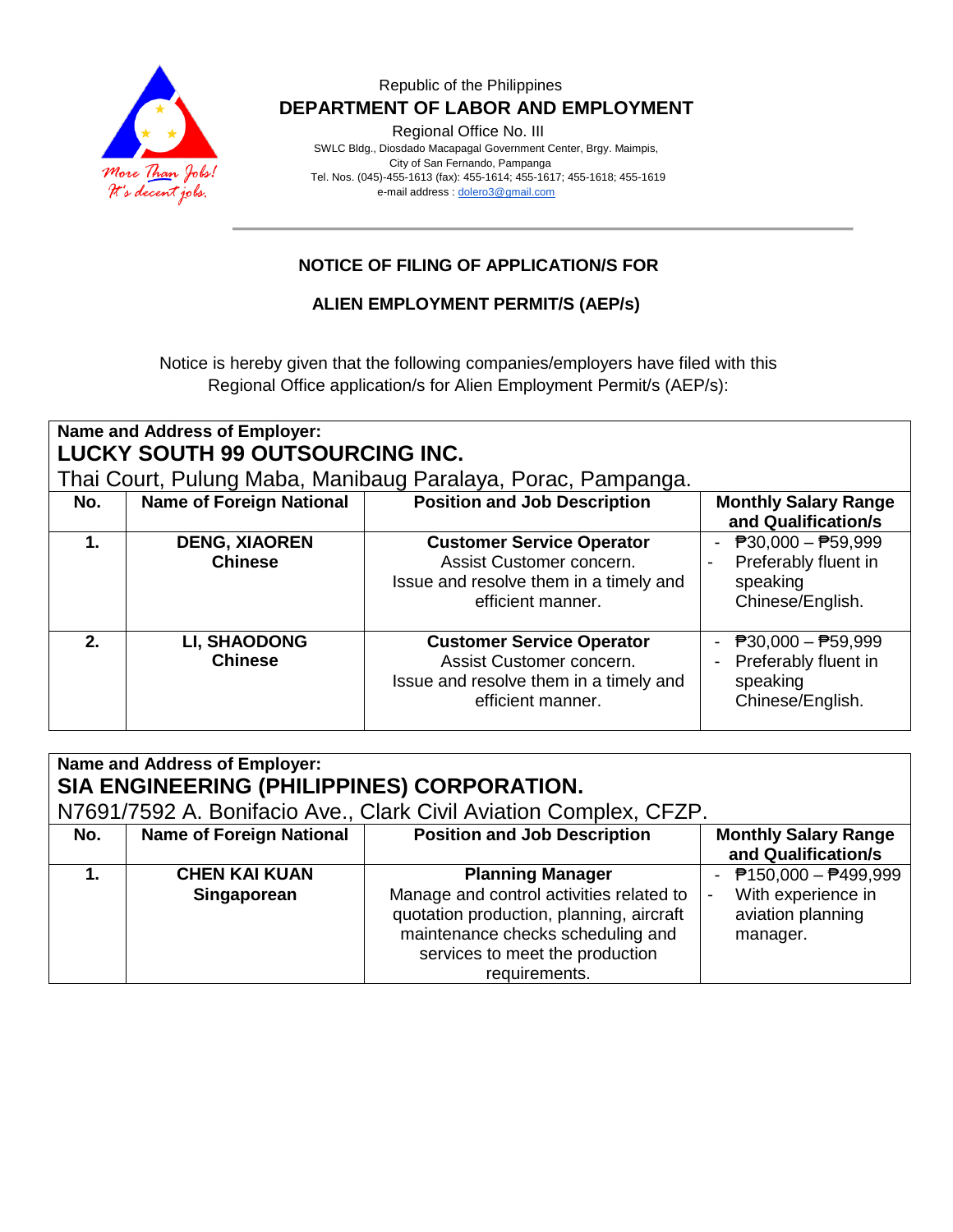Republic of the Philippines

**DEPARTMENT OF LABOR AND EMPLOYMENT**

Regional Office No. III

SWLC Bldg., Diosdado Macapagal Government Center, Brgy. Maimpis,
City of San Fernando, Pampanga
Tel. Nos. (045)-455-1613 (fax): 455-1614; 455-1617; 455-1618; 455-1619
e-mail address : dolero3@gmail.com

---

## NOTICE OF FILING OF APPLICATION/S FOR

## ALIEN EMPLOYMENT PERMIT/S (AEP/s)

Notice is hereby given that the following companies/employers have filed with this Regional Office application/s for Alien Employment Permit/s (AEP/s):

**Name and Address of Employer:**
**LUCKY SOUTH 99 OUTSOURCING INC.**
Thai Court, Pulung Maba, Manibaug Paralaya, Porac, Pampanga.

| No. | Name of Foreign National | Position and Job Description | Monthly Salary Range and Qualification/s |
|---|---|---|---|
| **1.** | **DENG, XIAOREN** **Chinese** | **Customer Service Operator** Assist Customer concern. Issue and resolve them in a timely and efficient manner. | - ₱30,000 – ₱59,999 - Preferably fluent in speaking Chinese/English. |
| **2.** | **LI, SHAODONG** **Chinese** | **Customer Service Operator** Assist Customer concern. Issue and resolve them in a timely and efficient manner. | - ₱30,000 – ₱59,999 - Preferably fluent in speaking Chinese/English. |

**Name and Address of Employer:**
**SIA ENGINEERING (PHILIPPINES) CORPORATION.**
N7691/7592 A. Bonifacio Ave., Clark Civil Aviation Complex, CFZP.

| No. | Name of Foreign National | Position and Job Description | Monthly Salary Range and Qualification/s |
|---|---|---|---|
| **1.** | **CHEN KAI KUAN** **Singaporean** | **Planning Manager** Manage and control activities related to quotation production, planning, aircraft maintenance checks scheduling and services to meet the production requirements. | - ₱150,000 – ₱499,999 - With experience in aviation planning manager. |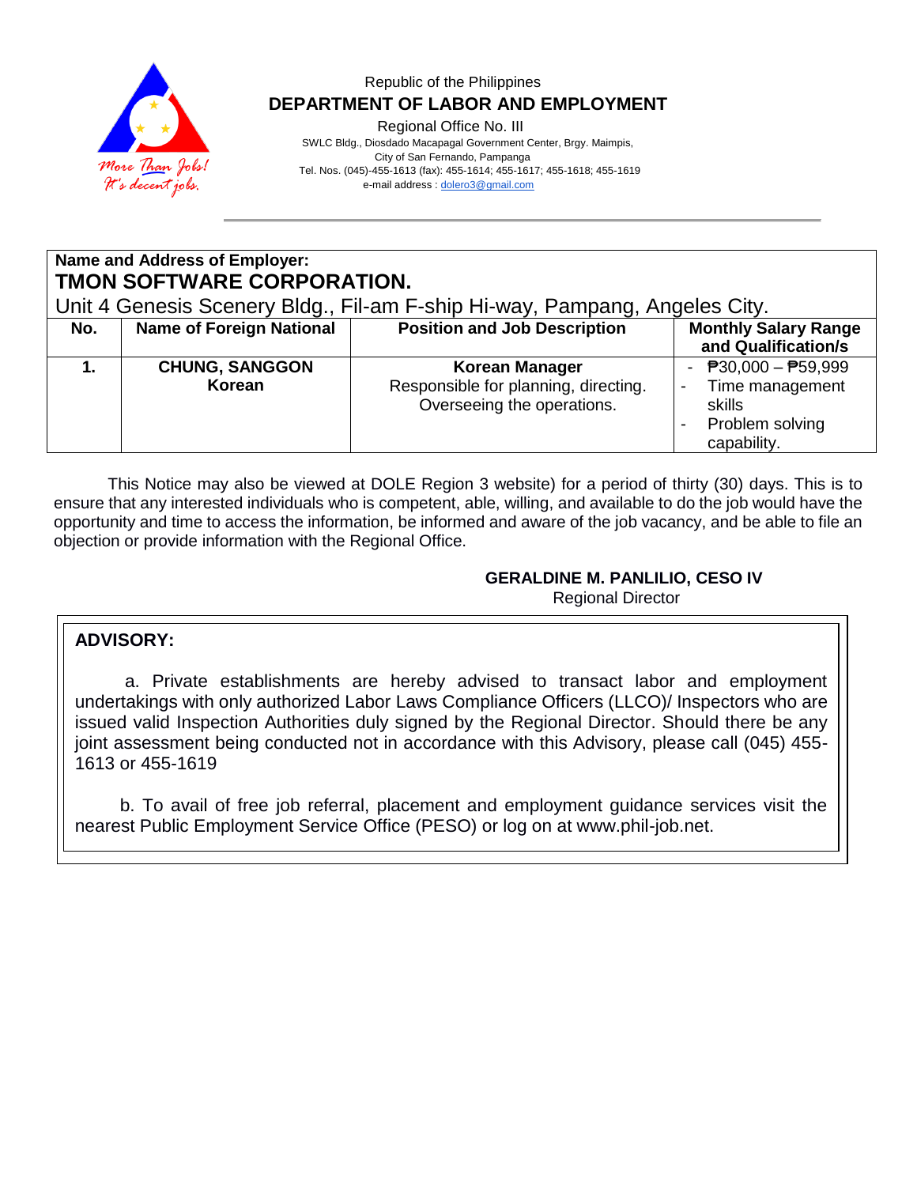Republic of the Philippines

**DEPARTMENT OF LABOR AND EMPLOYMENT**

Regional Office No. III

SWLC Bldg., Diosdado Macapagal Government Center, Brgy. Maimpis,
City of San Fernando, Pampanga
Tel. Nos. (045)-455-1613 (fax): 455-1614; 455-1617; 455-1618; 455-1619
e-mail address : dolero3@gmail.com

More Than Jobs! It's decent jobs.

**Name and Address of Employer:**

**TMON SOFTWARE CORPORATION.**

Unit 4 Genesis Scenery Bldg., Fil-am F-ship Hi-way, Pampang, Angeles City.

| No. | Name of Foreign National | Position and Job Description | Monthly Salary Range and Qualification/s |
|---|---|---|---|
| **1.** | **CHUNG, SANGGON** **Korean** | **Korean Manager** Responsible for planning, directing. Overseeing the operations. | - ₱30,000 – ₱59,999 - Time management skills - Problem solving capability. |

This Notice may also be viewed at DOLE Region 3 website) for a period of thirty (30) days. This is to ensure that any interested individuals who is competent, able, willing, and available to do the job would have the opportunity and time to access the information, be informed and aware of the job vacancy, and be able to file an objection or provide information with the Regional Office.

**GERALDINE M. PANLILIO, CESO IV**
Regional Director

**ADVISORY:**

a. Private establishments are hereby advised to transact labor and employment undertakings with only authorized Labor Laws Compliance Officers (LLCO)/ Inspectors who are issued valid Inspection Authorities duly signed by the Regional Director. Should there be any joint assessment being conducted not in accordance with this Advisory, please call (045) 455-1613 or 455-1619

b. To avail of free job referral, placement and employment guidance services visit the nearest Public Employment Service Office (PESO) or log on at www.phil-job.net.